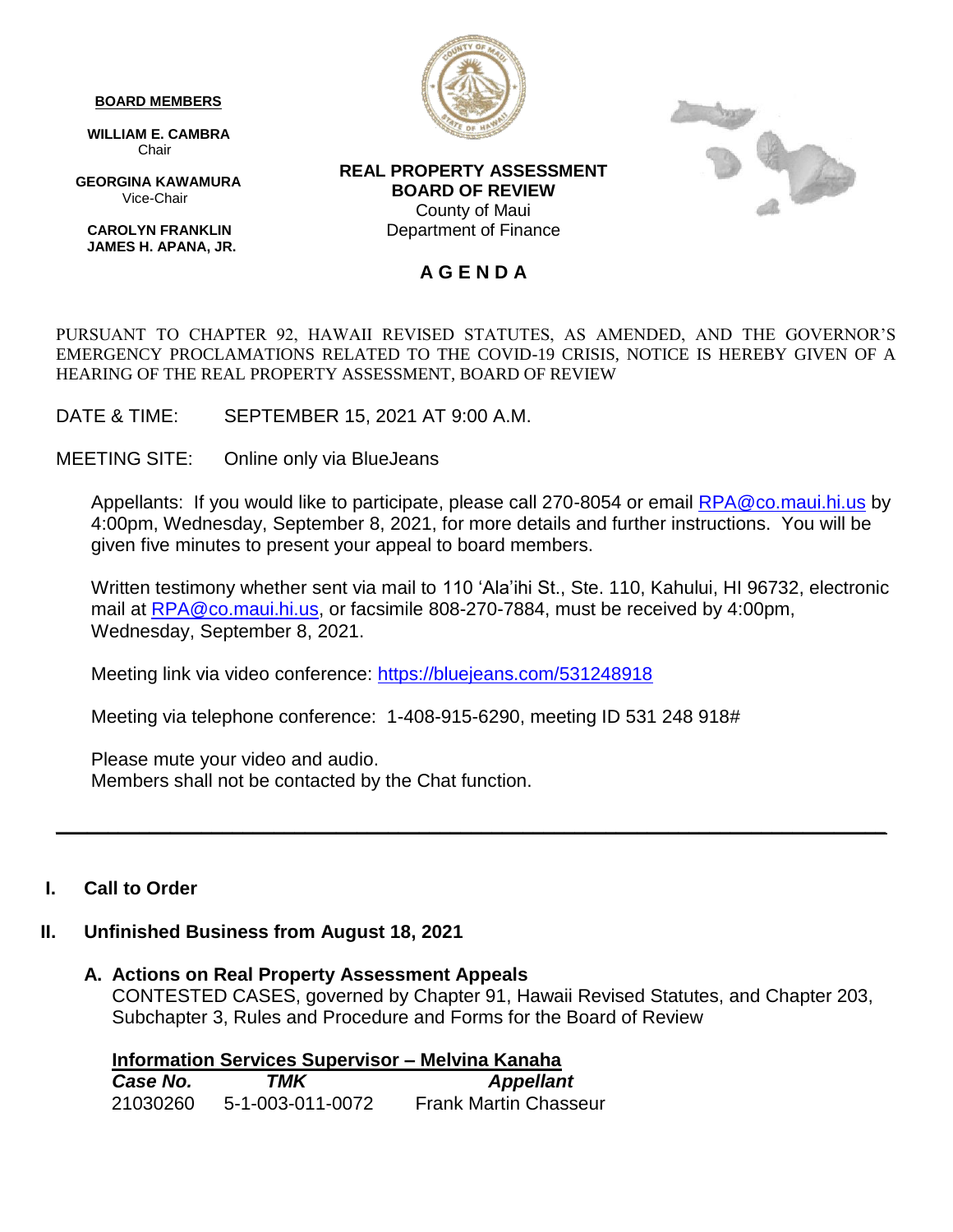**BOARD MEMBERS**

**WILLIAM E. CAMBRA**
Chair

**GEORGINA KAWAMURA**
Vice-Chair

**CAROLYN FRANKLIN**
**JAMES H. APANA, JR.**

**REAL PROPERTY ASSESSMENT**
**BOARD OF REVIEW**
County of Maui
Department of Finance

# A G E N D A

PURSUANT TO CHAPTER 92, HAWAII REVISED STATUTES, AS AMENDED, AND THE GOVERNOR'S EMERGENCY PROCLAMATIONS RELATED TO THE COVID-19 CRISIS, NOTICE IS HEREBY GIVEN OF A HEARING OF THE REAL PROPERTY ASSESSMENT, BOARD OF REVIEW

DATE & TIME: SEPTEMBER 15, 2021 AT 9:00 A.M.

MEETING SITE: Online only via BlueJeans

Appellants: If you would like to participate, please call 270-8054 or email RPA@co.maui.hi.us by 4:00pm, Wednesday, September 8, 2021, for more details and further instructions. You will be given five minutes to present your appeal to board members.

Written testimony whether sent via mail to 110 'Ala'ihi St., Ste. 110, Kahului, HI 96732, electronic mail at RPA@co.maui.hi.us, or facsimile 808-270-7884, must be received by 4:00pm, Wednesday, September 8, 2021.

Meeting link via video conference: https://bluejeans.com/531248918

Meeting via telephone conference: 1-408-915-6290, meeting ID 531 248 918#

Please mute your video and audio.
Members shall not be contacted by the Chat function.

---

## I. Call to Order

## II. Unfinished Business from August 18, 2021

### A. Actions on Real Property Assessment Appeals

CONTESTED CASES, governed by Chapter 91, Hawaii Revised Statutes, and Chapter 203, Subchapter 3, Rules and Procedure and Forms for the Board of Review

**Information Services Supervisor – Melvina Kanaha**

| ***Case No.*** | ***TMK*** | ***Appellant*** |
|---|---|---|
| 21030260 | 5-1-003-011-0072 | Frank Martin Chasseur |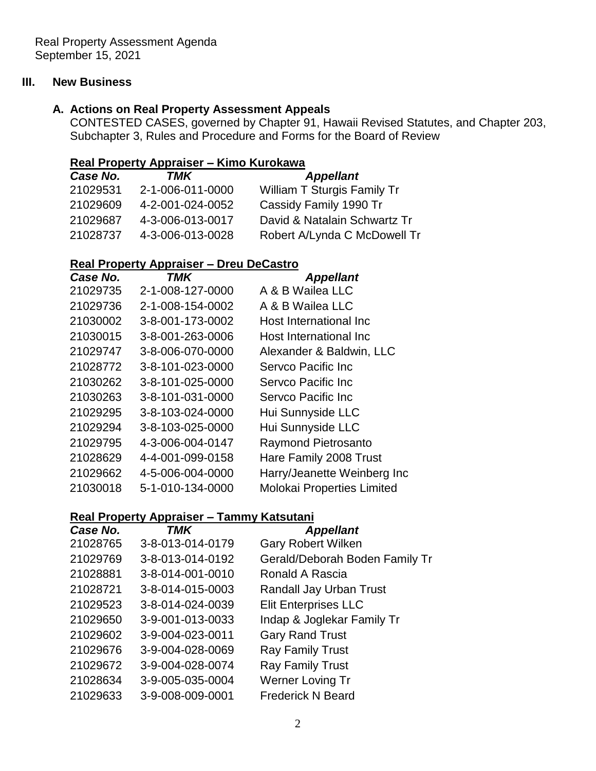## III. New Business

### A. Actions on Real Property Assessment Appeals

CONTESTED CASES, governed by Chapter 91, Hawaii Revised Statutes, and Chapter 203, Subchapter 3, Rules and Procedure and Forms for the Board of Review

**Real Property Appraiser – Kimo Kurokawa**

| *Case No.* | *TMK* | *Appellant* |
|---|---|---|
| 21029531 | 2-1-006-011-0000 | William T Sturgis Family Tr |
| 21029609 | 4-2-001-024-0052 | Cassidy Family 1990 Tr |
| 21029687 | 4-3-006-013-0017 | David & Natalain Schwartz Tr |
| 21028737 | 4-3-006-013-0028 | Robert A/Lynda C McDowell Tr |

**Real Property Appraiser – Dreu DeCastro**

| *Case No.* | *TMK* | *Appellant* |
|---|---|---|
| 21029735 | 2-1-008-127-0000 | A & B Wailea LLC |
| 21029736 | 2-1-008-154-0002 | A & B Wailea LLC |
| 21030002 | 3-8-001-173-0002 | Host International Inc |
| 21030015 | 3-8-001-263-0006 | Host International Inc |
| 21029747 | 3-8-006-070-0000 | Alexander & Baldwin, LLC |
| 21028772 | 3-8-101-023-0000 | Servco Pacific Inc |
| 21030262 | 3-8-101-025-0000 | Servco Pacific Inc |
| 21030263 | 3-8-101-031-0000 | Servco Pacific Inc |
| 21029295 | 3-8-103-024-0000 | Hui Sunnyside LLC |
| 21029294 | 3-8-103-025-0000 | Hui Sunnyside LLC |
| 21029795 | 4-3-006-004-0147 | Raymond Pietrosanto |
| 21028629 | 4-4-001-099-0158 | Hare Family 2008 Trust |
| 21029662 | 4-5-006-004-0000 | Harry/Jeanette Weinberg Inc |
| 21030018 | 5-1-010-134-0000 | Molokai Properties Limited |

**Real Property Appraiser – Tammy Katsutani**

| *Case No.* | *TMK* | *Appellant* |
|---|---|---|
| 21028765 | 3-8-013-014-0179 | Gary Robert Wilken |
| 21029769 | 3-8-013-014-0192 | Gerald/Deborah Boden Family Tr |
| 21028881 | 3-8-014-001-0010 | Ronald A Rascia |
| 21028721 | 3-8-014-015-0003 | Randall Jay Urban Trust |
| 21029523 | 3-8-014-024-0039 | Elit Enterprises LLC |
| 21029650 | 3-9-001-013-0033 | Indap & Joglekar Family Tr |
| 21029602 | 3-9-004-023-0011 | Gary Rand Trust |
| 21029676 | 3-9-004-028-0069 | Ray Family Trust |
| 21029672 | 3-9-004-028-0074 | Ray Family Trust |
| 21028634 | 3-9-005-035-0004 | Werner Loving Tr |
| 21029633 | 3-9-008-009-0001 | Frederick N Beard |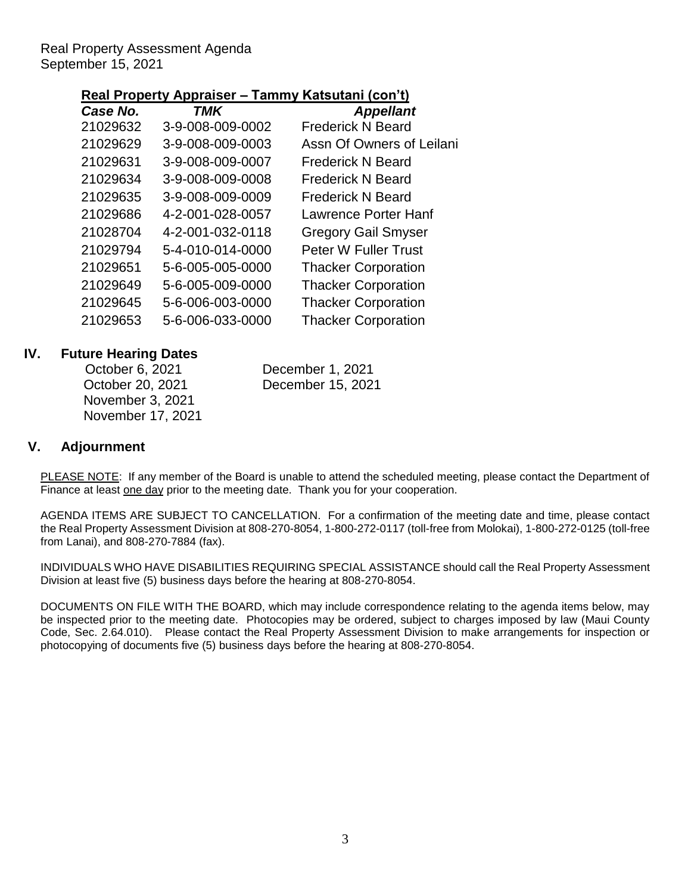**Real Property Appraiser – Tammy Katsutani (con't)**

| *Case No.* | *TMK* | *Appellant* |
|---|---|---|
| 21029632 | 3-9-008-009-0002 | Frederick N Beard |
| 21029629 | 3-9-008-009-0003 | Assn Of Owners of Leilani |
| 21029631 | 3-9-008-009-0007 | Frederick N Beard |
| 21029634 | 3-9-008-009-0008 | Frederick N Beard |
| 21029635 | 3-9-008-009-0009 | Frederick N Beard |
| 21029686 | 4-2-001-028-0057 | Lawrence Porter Hanf |
| 21028704 | 4-2-001-032-0118 | Gregory Gail Smyser |
| 21029794 | 5-4-010-014-0000 | Peter W Fuller Trust |
| 21029651 | 5-6-005-005-0000 | Thacker Corporation |
| 21029649 | 5-6-005-009-0000 | Thacker Corporation |
| 21029645 | 5-6-006-003-0000 | Thacker Corporation |
| 21029653 | 5-6-006-033-0000 | Thacker Corporation |

## IV. Future Hearing Dates

October 6, 2021
October 20, 2021
November 3, 2021
November 17, 2021
December 1, 2021
December 15, 2021

## V. Adjournment

PLEASE NOTE: If any member of the Board is unable to attend the scheduled meeting, please contact the Department of Finance at least one day prior to the meeting date. Thank you for your cooperation.

AGENDA ITEMS ARE SUBJECT TO CANCELLATION. For a confirmation of the meeting date and time, please contact the Real Property Assessment Division at 808-270-8054, 1-800-272-0117 (toll-free from Molokai), 1-800-272-0125 (toll-free from Lanai), and 808-270-7884 (fax).

INDIVIDUALS WHO HAVE DISABILITIES REQUIRING SPECIAL ASSISTANCE should call the Real Property Assessment Division at least five (5) business days before the hearing at 808-270-8054.

DOCUMENTS ON FILE WITH THE BOARD, which may include correspondence relating to the agenda items below, may be inspected prior to the meeting date. Photocopies may be ordered, subject to charges imposed by law (Maui County Code, Sec. 2.64.010). Please contact the Real Property Assessment Division to make arrangements for inspection or photocopying of documents five (5) business days before the hearing at 808-270-8054.